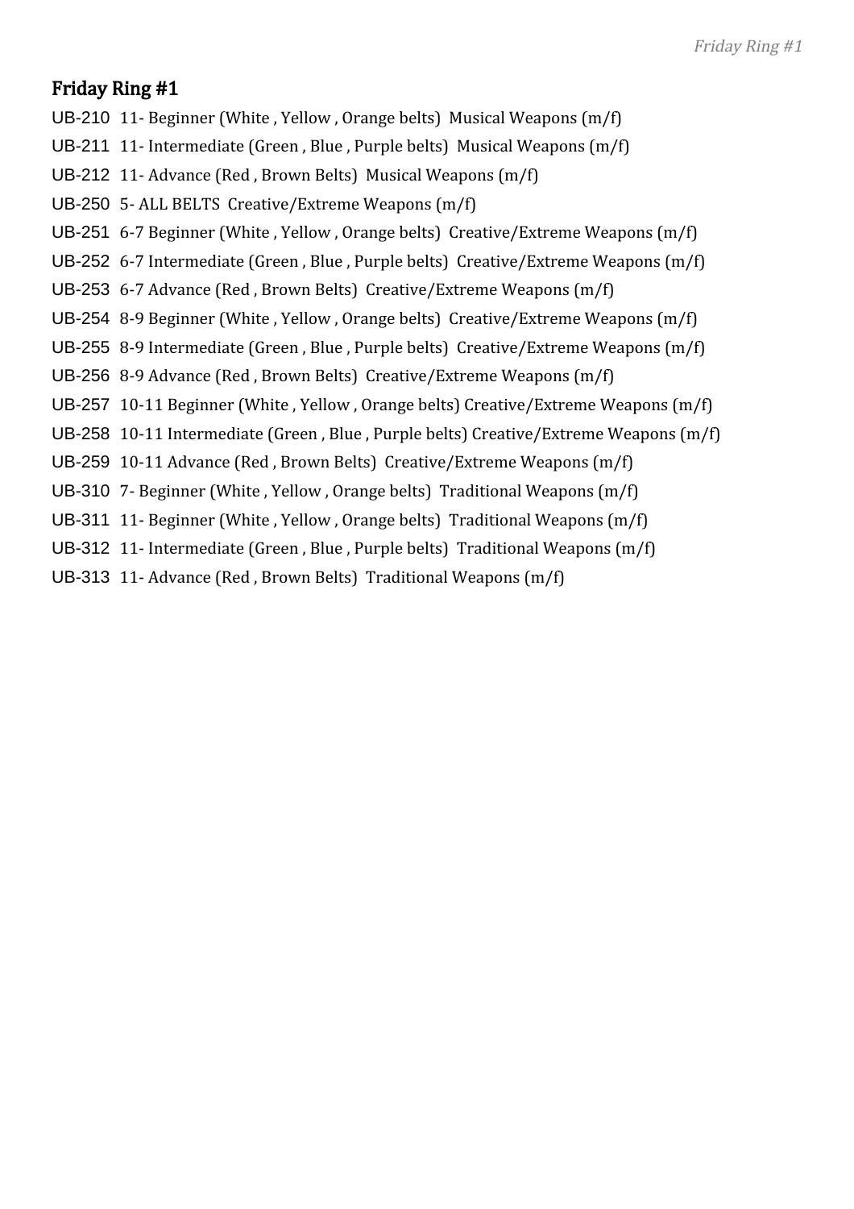## Friday Ring #1

UB-210 11- Beginner (White , Yellow , Orange belts) Musical Weapons (m/f)

UB-211 11- Intermediate (Green , Blue , Purple belts) Musical Weapons (m/f)

UB-212 11- Advance (Red , Brown Belts) Musical Weapons (m/f)

UB-250 5- ALL BELTS Creative/Extreme Weapons (m/f)

UB-251 6-7 Beginner (White , Yellow , Orange belts) Creative/Extreme Weapons (m/f)

UB-252 6-7 Intermediate (Green , Blue , Purple belts) Creative/Extreme Weapons (m/f)

UB-253 6-7 Advance (Red , Brown Belts) Creative/Extreme Weapons (m/f)

UB-254 8-9 Beginner (White , Yellow , Orange belts) Creative/Extreme Weapons (m/f)

UB-255 8-9 Intermediate (Green , Blue , Purple belts) Creative/Extreme Weapons (m/f)

UB-256 8-9 Advance (Red , Brown Belts) Creative/Extreme Weapons (m/f)

UB-257 10-11 Beginner (White , Yellow , Orange belts) Creative/Extreme Weapons (m/f)

UB-258 10-11 Intermediate (Green , Blue , Purple belts) Creative/Extreme Weapons (m/f)

UB-259 10-11 Advance (Red , Brown Belts) Creative/Extreme Weapons (m/f)

UB-310 7- Beginner (White , Yellow , Orange belts) Traditional Weapons (m/f)

UB-311 11- Beginner (White , Yellow , Orange belts) Traditional Weapons (m/f)

UB-312 11- Intermediate (Green , Blue , Purple belts) Traditional Weapons (m/f)

UB-313 11- Advance (Red , Brown Belts) Traditional Weapons (m/f)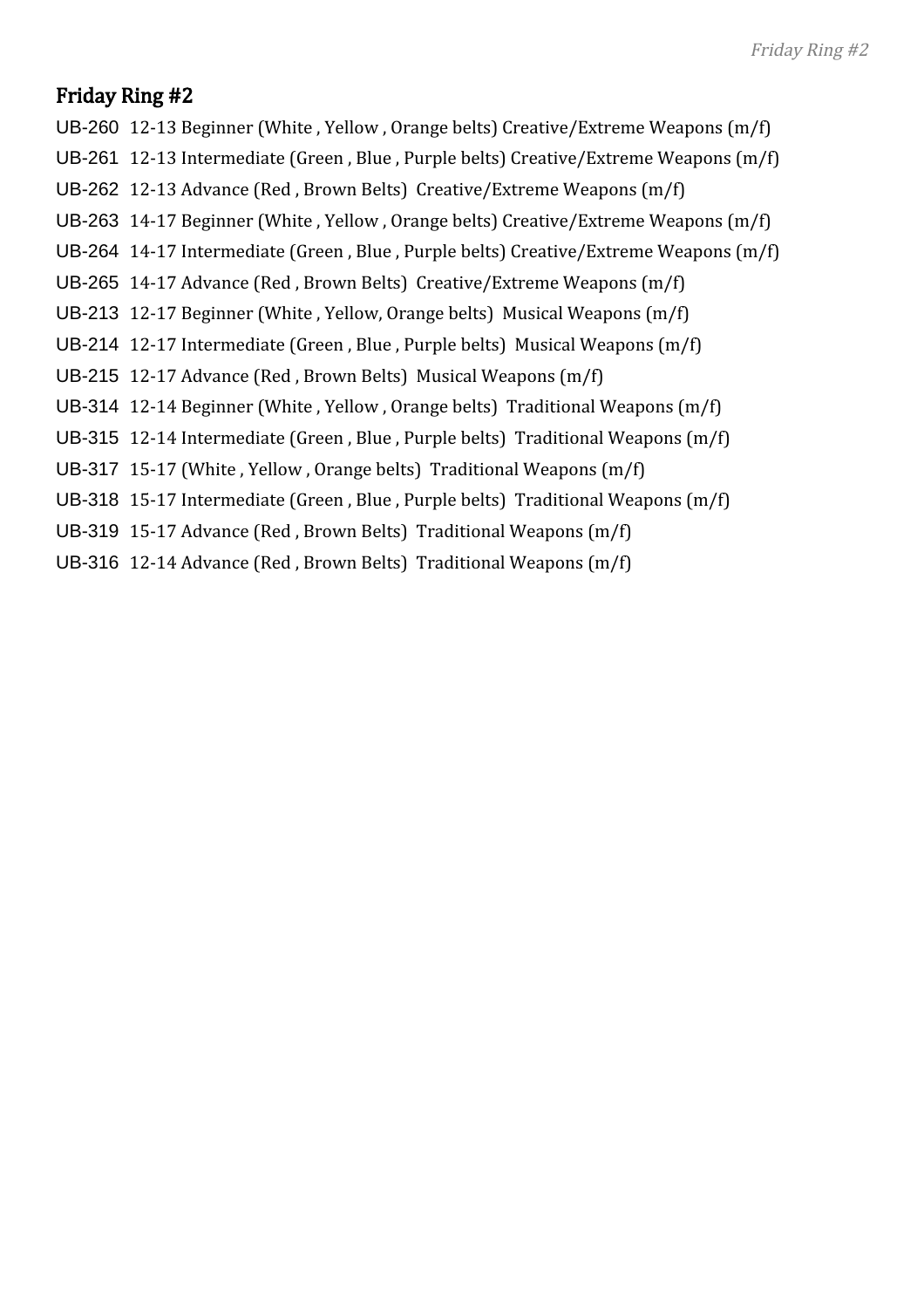## Friday Ring #2

UB-260 12-13 Beginner (White , Yellow , Orange belts) Creative/Extreme Weapons (m/f)

UB-261 12-13 Intermediate (Green , Blue , Purple belts) Creative/Extreme Weapons (m/f)

UB-262 12-13 Advance (Red , Brown Belts) Creative/Extreme Weapons (m/f)

UB-263 14-17 Beginner (White , Yellow , Orange belts) Creative/Extreme Weapons (m/f)

UB-264 14-17 Intermediate (Green , Blue , Purple belts) Creative/Extreme Weapons (m/f)

UB-265 14-17 Advance (Red , Brown Belts) Creative/Extreme Weapons (m/f)

UB-213 12-17 Beginner (White , Yellow, Orange belts) Musical Weapons (m/f)

UB-214 12-17 Intermediate (Green , Blue , Purple belts) Musical Weapons (m/f)

UB-215 12-17 Advance (Red , Brown Belts) Musical Weapons (m/f)

UB-314 12-14 Beginner (White , Yellow , Orange belts) Traditional Weapons (m/f)

UB-315 12-14 Intermediate (Green , Blue , Purple belts) Traditional Weapons (m/f)

UB-317 15-17 (White , Yellow , Orange belts) Traditional Weapons (m/f)

UB-318 15-17 Intermediate (Green , Blue , Purple belts) Traditional Weapons (m/f)

UB-319 15-17 Advance (Red , Brown Belts) Traditional Weapons (m/f)

UB-316 12-14 Advance (Red , Brown Belts) Traditional Weapons (m/f)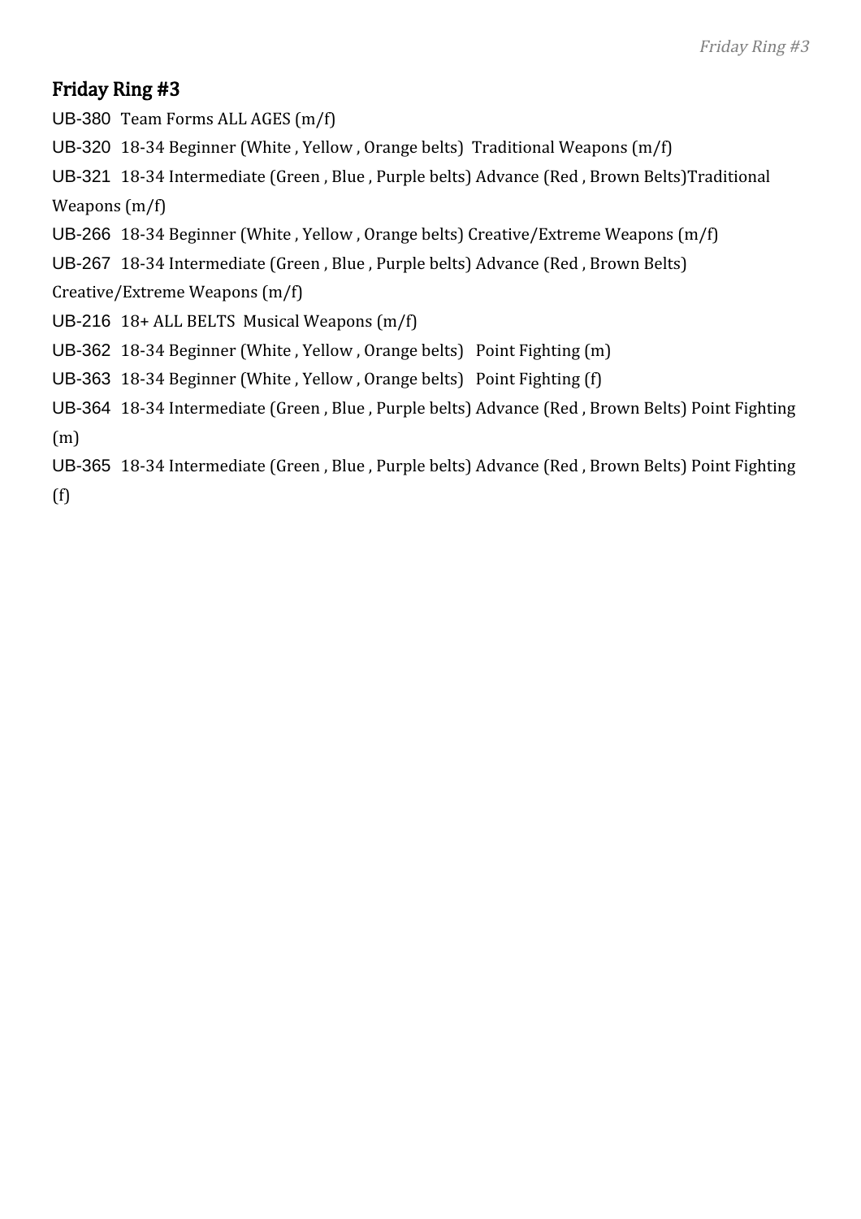## Friday Ring #3

UB-380 Team Forms ALL AGES (m/f)

UB-320 18-34 Beginner (White , Yellow , Orange belts) Traditional Weapons (m/f)

UB-321 18-34 Intermediate (Green , Blue , Purple belts) Advance (Red , Brown Belts)Traditional Weapons (m/f)

UB-266 18-34 Beginner (White , Yellow , Orange belts) Creative/Extreme Weapons (m/f)

UB-267 18-34 Intermediate (Green , Blue , Purple belts) Advance (Red , Brown Belts) Creative/Extreme Weapons (m/f)

UB-216 18+ ALL BELTS Musical Weapons (m/f)

UB-362 18-34 Beginner (White , Yellow , Orange belts) Point Fighting (m)

UB-363 18-34 Beginner (White , Yellow , Orange belts) Point Fighting (f)

UB-364 18-34 Intermediate (Green , Blue , Purple belts) Advance (Red , Brown Belts) Point Fighting (m)

UB-365 18-34 Intermediate (Green , Blue , Purple belts) Advance (Red , Brown Belts) Point Fighting (f)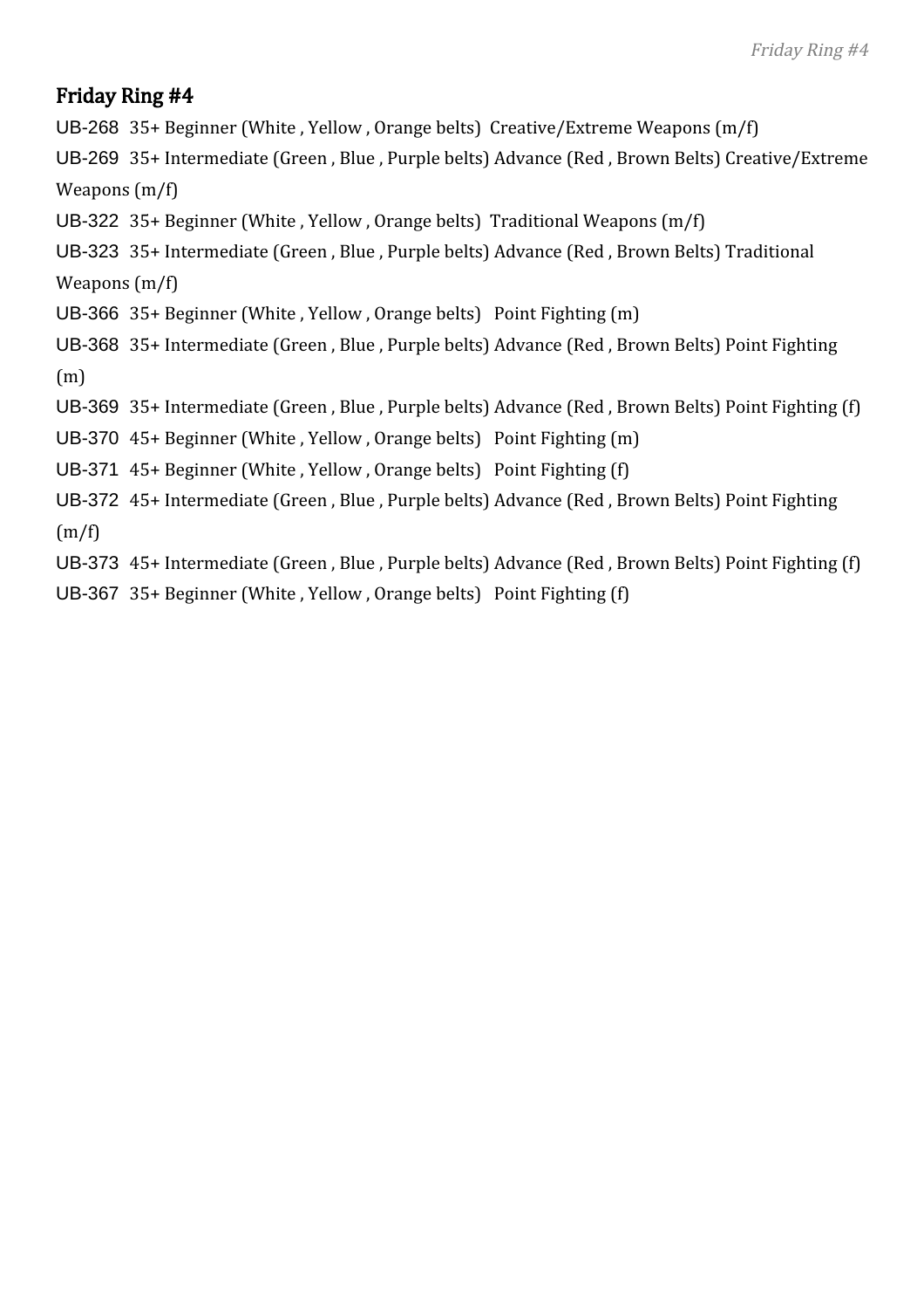## Friday Ring #4

UB-268 35+ Beginner (White , Yellow , Orange belts) Creative/Extreme Weapons (m/f)

UB-269 35+ Intermediate (Green , Blue , Purple belts) Advance (Red , Brown Belts) Creative/Extreme Weapons (m/f)

UB-322 35+ Beginner (White , Yellow , Orange belts) Traditional Weapons (m/f)

UB-323 35+ Intermediate (Green , Blue , Purple belts) Advance (Red , Brown Belts) Traditional Weapons (m/f)

UB-366 35+ Beginner (White , Yellow , Orange belts) Point Fighting (m)

UB-368 35+ Intermediate (Green , Blue , Purple belts) Advance (Red , Brown Belts) Point Fighting (m)

UB-369 35+ Intermediate (Green , Blue , Purple belts) Advance (Red , Brown Belts) Point Fighting (f)

UB-370 45+ Beginner (White , Yellow , Orange belts) Point Fighting (m)

UB-371 45+ Beginner (White , Yellow , Orange belts) Point Fighting (f)

UB-372 45+ Intermediate (Green , Blue , Purple belts) Advance (Red , Brown Belts) Point Fighting (m/f)

UB-373 45+ Intermediate (Green , Blue , Purple belts) Advance (Red , Brown Belts) Point Fighting (f)

UB-367 35+ Beginner (White , Yellow , Orange belts) Point Fighting (f)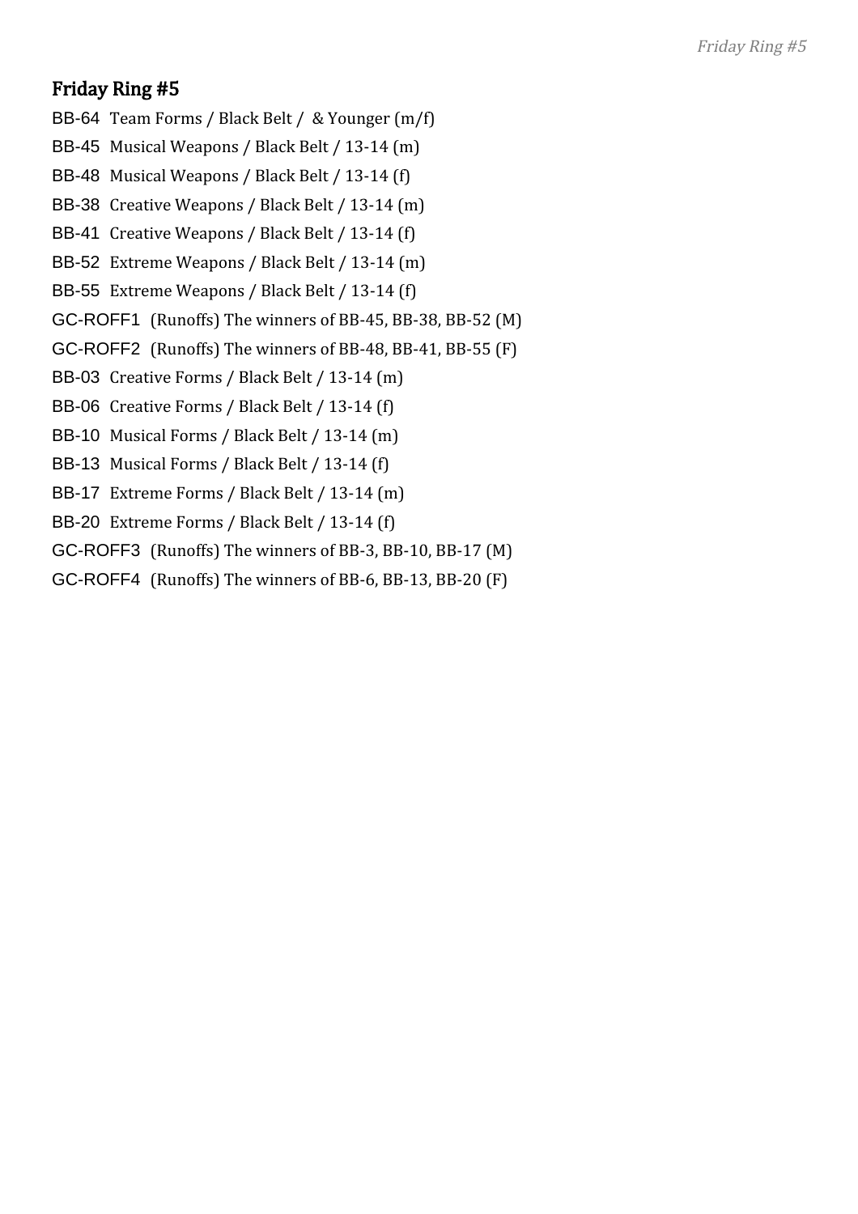## Friday Ring #5

BB-64 Team Forms / Black Belt / & Younger (m/f)

BB-45 Musical Weapons / Black Belt / 13-14 (m)

BB-48 Musical Weapons / Black Belt / 13-14 (f)

BB-38 Creative Weapons / Black Belt / 13-14 (m)

BB-41 Creative Weapons / Black Belt / 13-14 (f)

BB-52 Extreme Weapons / Black Belt / 13-14 (m)

BB-55 Extreme Weapons / Black Belt / 13-14 (f)

GC-ROFF1 (Runoffs) The winners of BB-45, BB-38, BB-52 (M)

GC-ROFF2 (Runoffs) The winners of BB-48, BB-41, BB-55 (F)

BB-03 Creative Forms / Black Belt / 13-14 (m)

BB-06 Creative Forms / Black Belt / 13-14 (f)

BB-10 Musical Forms / Black Belt / 13-14 (m)

BB-13 Musical Forms / Black Belt / 13-14 (f)

BB-17 Extreme Forms / Black Belt / 13-14 (m)

BB-20 Extreme Forms / Black Belt / 13-14 (f)

GC-ROFF3 (Runoffs) The winners of BB-3, BB-10, BB-17 (M)

GC-ROFF4 (Runoffs) The winners of BB-6, BB-13, BB-20 (F)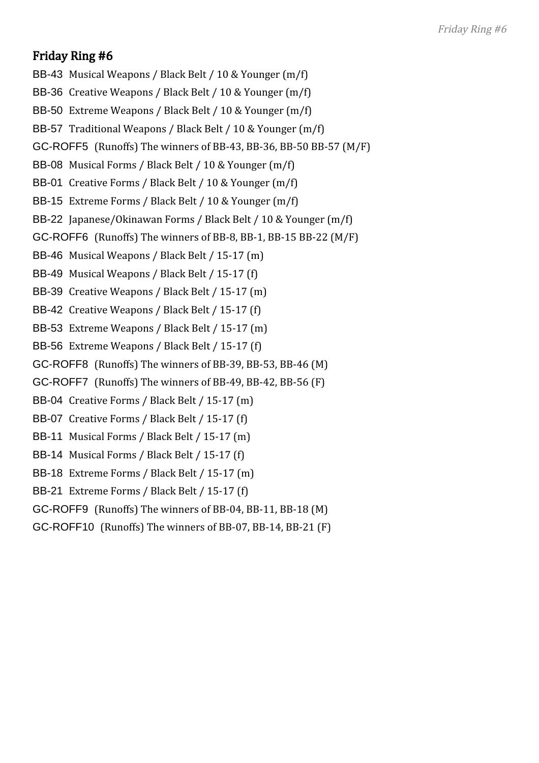## Friday Ring #6

BB-43 Musical Weapons / Black Belt / 10 & Younger (m/f)

BB-36 Creative Weapons / Black Belt / 10 & Younger (m/f)

BB-50 Extreme Weapons / Black Belt / 10 & Younger (m/f)

BB-57 Traditional Weapons / Black Belt / 10 & Younger (m/f)

GC-ROFF5 (Runoffs) The winners of BB-43, BB-36, BB-50 BB-57 (M/F)

BB-08 Musical Forms / Black Belt / 10 & Younger (m/f)

BB-01 Creative Forms / Black Belt / 10 & Younger (m/f)

BB-15 Extreme Forms / Black Belt / 10 & Younger (m/f)

BB-22 Japanese/Okinawan Forms / Black Belt / 10 & Younger (m/f)

GC-ROFF6 (Runoffs) The winners of BB-8, BB-1, BB-15 BB-22 (M/F)

BB-46 Musical Weapons / Black Belt / 15-17 (m)

BB-49 Musical Weapons / Black Belt / 15-17 (f)

BB-39 Creative Weapons / Black Belt / 15-17 (m)

BB-42 Creative Weapons / Black Belt / 15-17 (f)

BB-53 Extreme Weapons / Black Belt / 15-17 (m)

BB-56 Extreme Weapons / Black Belt / 15-17 (f)

GC-ROFF8 (Runoffs) The winners of BB-39, BB-53, BB-46 (M)

GC-ROFF7 (Runoffs) The winners of BB-49, BB-42, BB-56 (F)

BB-04 Creative Forms / Black Belt / 15-17 (m)

BB-07 Creative Forms / Black Belt / 15-17 (f)

BB-11 Musical Forms / Black Belt / 15-17 (m)

BB-14 Musical Forms / Black Belt / 15-17 (f)

BB-18 Extreme Forms / Black Belt / 15-17 (m)

BB-21 Extreme Forms / Black Belt / 15-17 (f)

GC-ROFF9 (Runoffs) The winners of BB-04, BB-11, BB-18 (M)

GC-ROFF10 (Runoffs) The winners of BB-07, BB-14, BB-21 (F)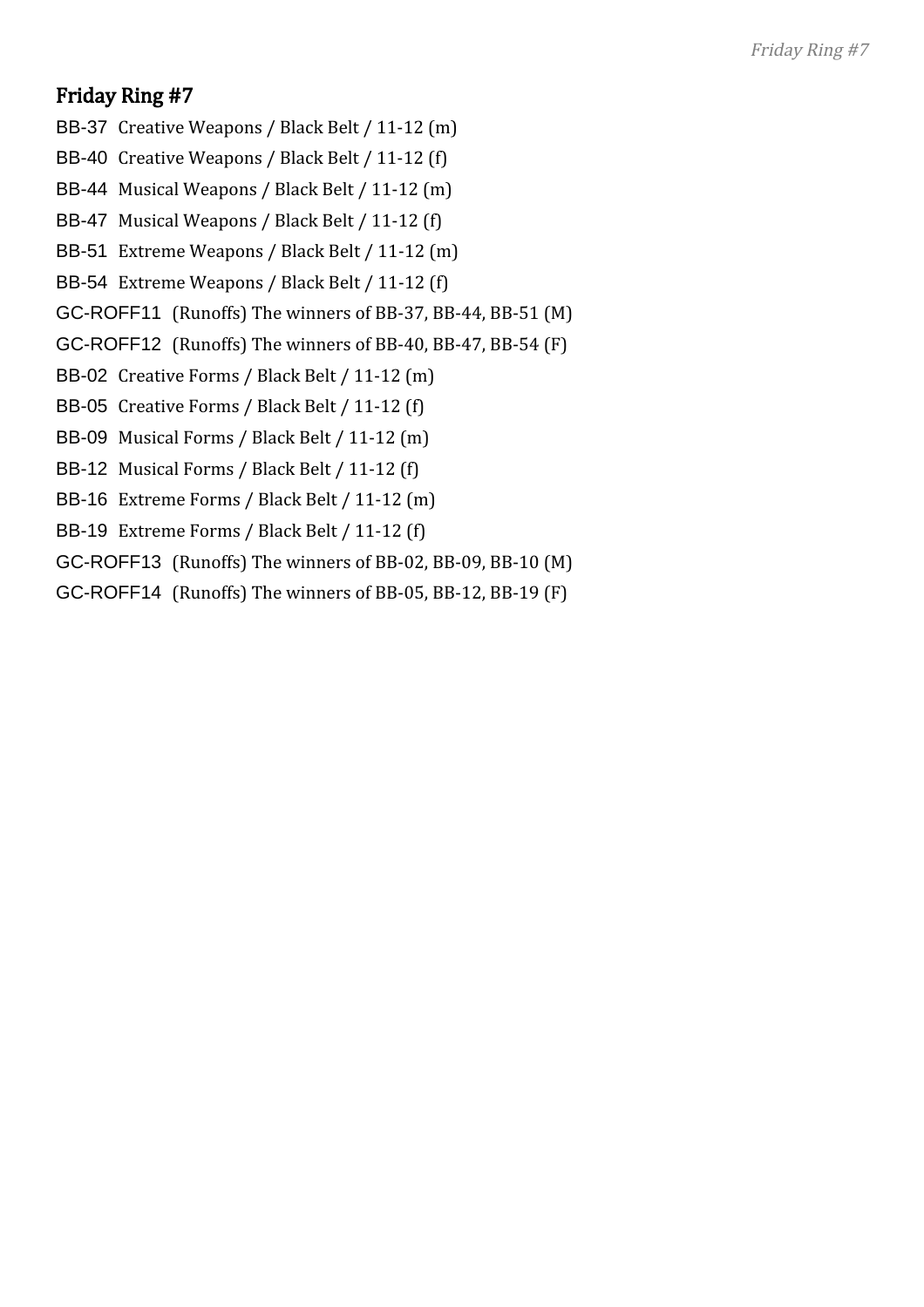## Friday Ring #7

BB-37 Creative Weapons / Black Belt / 11-12 (m)

BB-40 Creative Weapons / Black Belt / 11-12 (f)

BB-44 Musical Weapons / Black Belt / 11-12 (m)

BB-47 Musical Weapons / Black Belt / 11-12 (f)

BB-51 Extreme Weapons / Black Belt / 11-12 (m)

BB-54 Extreme Weapons / Black Belt / 11-12 (f)

GC-ROFF11 (Runoffs) The winners of BB-37, BB-44, BB-51 (M)

GC-ROFF12 (Runoffs) The winners of BB-40, BB-47, BB-54 (F)

BB-02 Creative Forms / Black Belt / 11-12 (m)

BB-05 Creative Forms / Black Belt / 11-12 (f)

BB-09 Musical Forms / Black Belt / 11-12 (m)

BB-12 Musical Forms / Black Belt / 11-12 (f)

BB-16 Extreme Forms / Black Belt / 11-12 (m)

BB-19 Extreme Forms / Black Belt / 11-12 (f)

GC-ROFF13 (Runoffs) The winners of BB-02, BB-09, BB-10 (M)

GC-ROFF14 (Runoffs) The winners of BB-05, BB-12, BB-19 (F)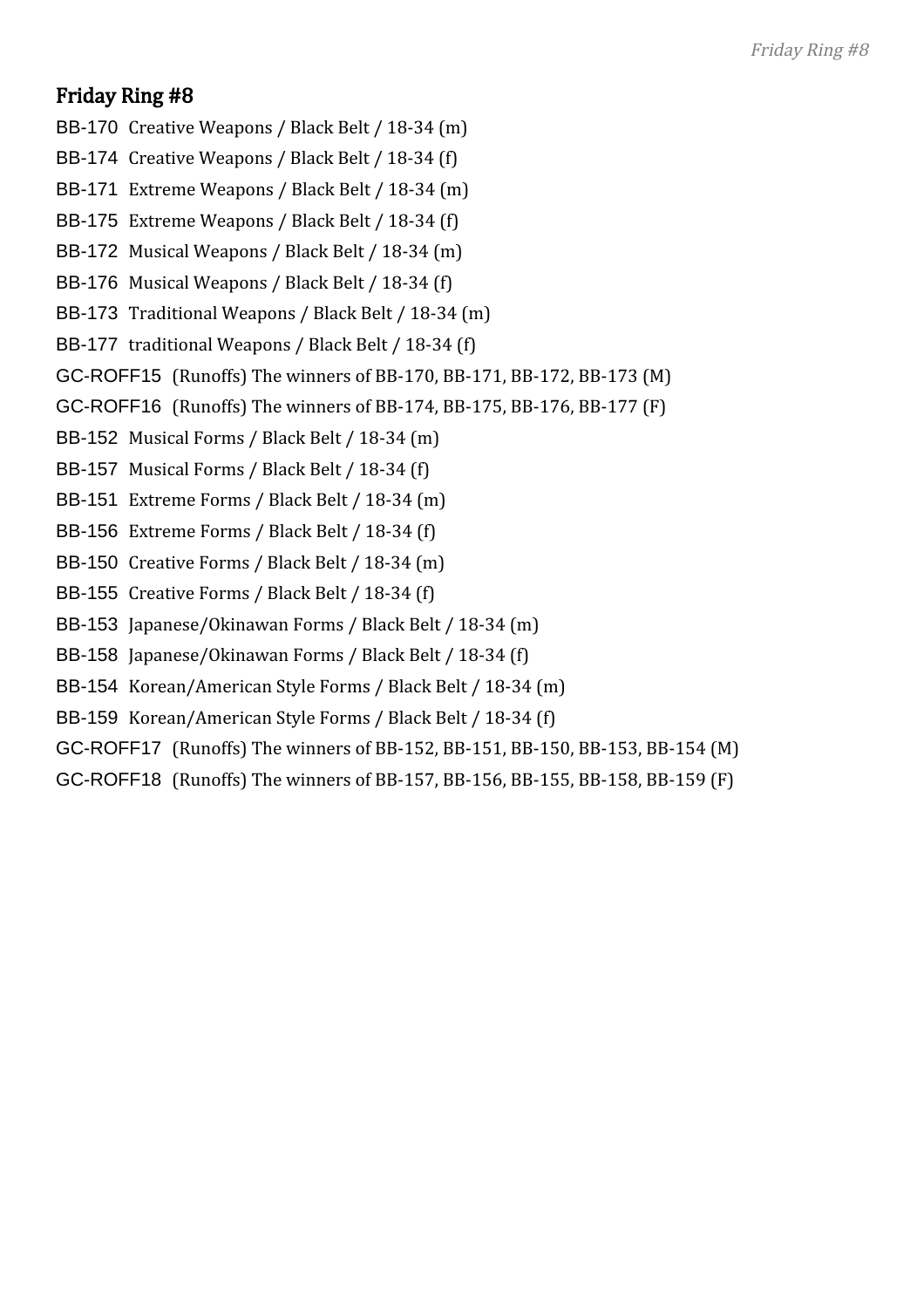## Friday Ring #8

BB-170 Creative Weapons / Black Belt / 18-34 (m)

BB-174 Creative Weapons / Black Belt / 18-34 (f)

BB-171 Extreme Weapons / Black Belt / 18-34 (m)

BB-175 Extreme Weapons / Black Belt / 18-34 (f)

BB-172 Musical Weapons / Black Belt / 18-34 (m)

BB-176 Musical Weapons / Black Belt / 18-34 (f)

BB-173 Traditional Weapons / Black Belt / 18-34 (m)

BB-177 traditional Weapons / Black Belt / 18-34 (f)

GC-ROFF15 (Runoffs) The winners of BB-170, BB-171, BB-172, BB-173 (M)

GC-ROFF16 (Runoffs) The winners of BB-174, BB-175, BB-176, BB-177 (F)

BB-152 Musical Forms / Black Belt / 18-34 (m)

BB-157 Musical Forms / Black Belt / 18-34 (f)

BB-151 Extreme Forms / Black Belt / 18-34 (m)

BB-156 Extreme Forms / Black Belt / 18-34 (f)

BB-150 Creative Forms / Black Belt / 18-34 (m)

BB-155 Creative Forms / Black Belt / 18-34 (f)

BB-153 Japanese/Okinawan Forms / Black Belt / 18-34 (m)

BB-158 Japanese/Okinawan Forms / Black Belt / 18-34 (f)

BB-154 Korean/American Style Forms / Black Belt / 18-34 (m)

BB-159 Korean/American Style Forms / Black Belt / 18-34 (f)

GC-ROFF17 (Runoffs) The winners of BB-152, BB-151, BB-150, BB-153, BB-154 (M)

GC-ROFF18 (Runoffs) The winners of BB-157, BB-156, BB-155, BB-158, BB-159 (F)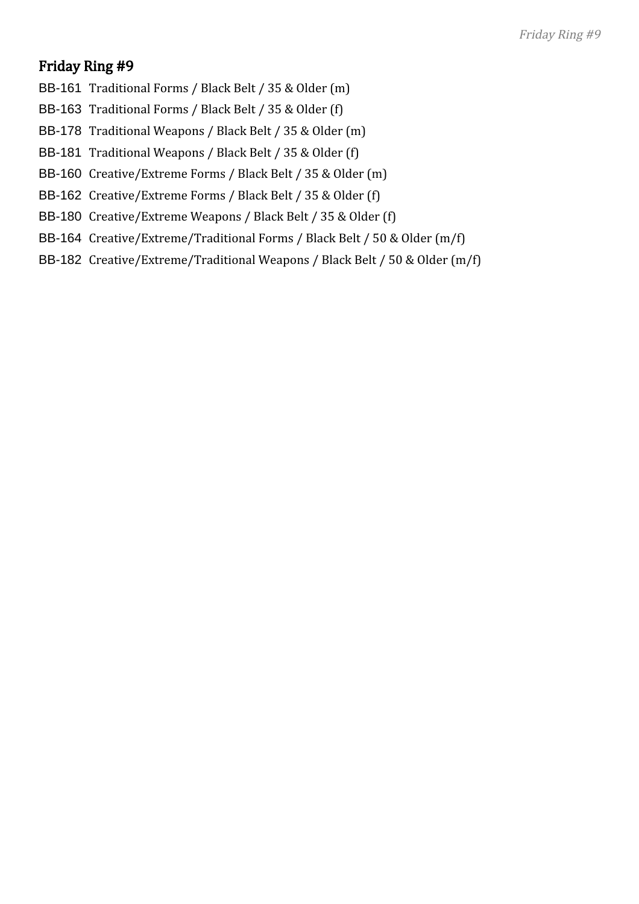## Friday Ring #9

BB-161 Traditional Forms / Black Belt / 35 & Older (m)

BB-163 Traditional Forms / Black Belt / 35 & Older (f)

BB-178 Traditional Weapons / Black Belt / 35 & Older (m)

BB-181 Traditional Weapons / Black Belt / 35 & Older (f)

BB-160 Creative/Extreme Forms / Black Belt / 35 & Older (m)

BB-162 Creative/Extreme Forms / Black Belt / 35 & Older (f)

BB-180 Creative/Extreme Weapons / Black Belt / 35 & Older (f)

BB-164 Creative/Extreme/Traditional Forms / Black Belt / 50 & Older (m/f)

BB-182 Creative/Extreme/Traditional Weapons / Black Belt / 50 & Older (m/f)